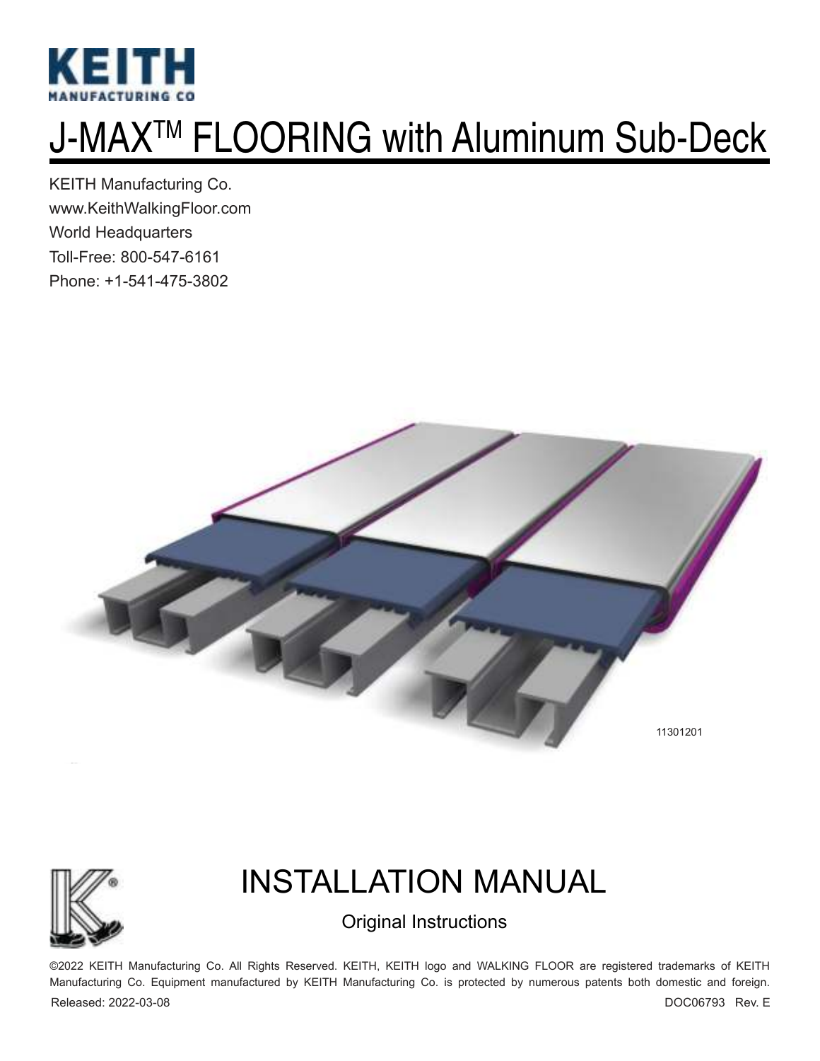KEITH
MANUFACTURING CO

# J-MAX™ FLOORING with Aluminum Sub-Deck

KEITH Manufacturing Co.
www.KeithWalkingFloor.com
World Headquarters
Toll-Free: 800-547-6161
Phone: +1-541-475-3802

11301201

## INSTALLATION MANUAL

Original Instructions

©2022 KEITH Manufacturing Co. All Rights Reserved. KEITH, KEITH logo and WALKING FLOOR are registered trademarks of KEITH Manufacturing Co. Equipment manufactured by KEITH Manufacturing Co. is protected by numerous patents both domestic and foreign.

Released: 2022-03-08

DOC06793 Rev. E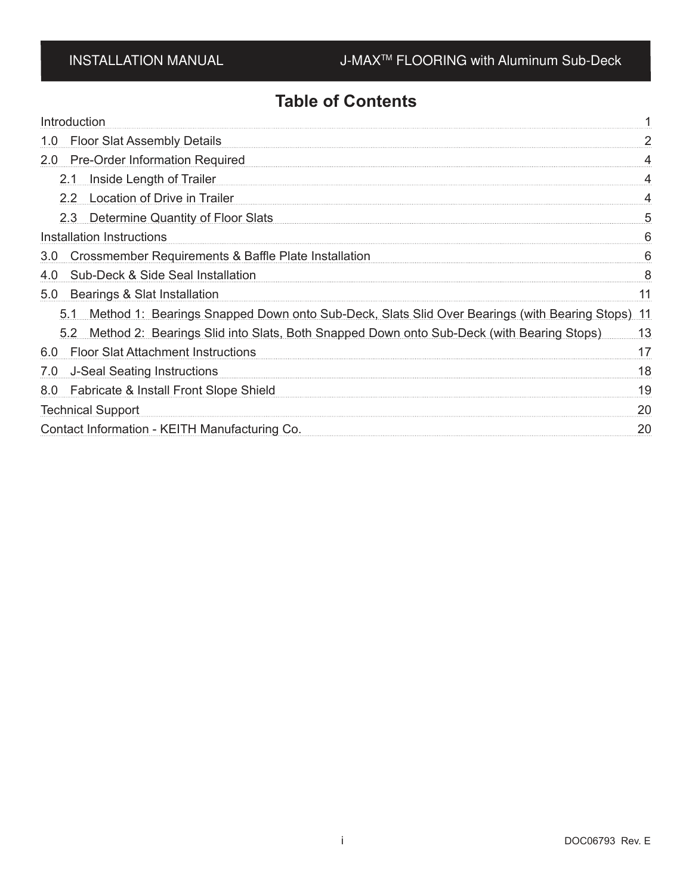# Table of Contents

| | |
|---|---|
| Introduction | 1 |
| 1.0 Floor Slat Assembly Details | 2 |
| 2.0 Pre-Order Information Required | 4 |
| 2.1 Inside Length of Trailer | 4 |
| 2.2 Location of Drive in Trailer | 4 |
| 2.3 Determine Quantity of Floor Slats | 5 |
| Installation Instructions | 6 |
| 3.0 Crossmember Requirements & Baffle Plate Installation | 6 |
| 4.0 Sub-Deck & Side Seal Installation | 8 |
| 5.0 Bearings & Slat Installation | 11 |
| 5.1 Method 1: Bearings Snapped Down onto Sub-Deck, Slats Slid Over Bearings (with Bearing Stops) | 11 |
| 5.2 Method 2: Bearings Slid into Slats, Both Snapped Down onto Sub-Deck (with Bearing Stops) | 13 |
| 6.0 Floor Slat Attachment Instructions | 17 |
| 7.0 J-Seal Seating Instructions | 18 |
| 8.0 Fabricate & Install Front Slope Shield | 19 |
| Technical Support | 20 |
| Contact Information - KEITH Manufacturing Co. | 20 |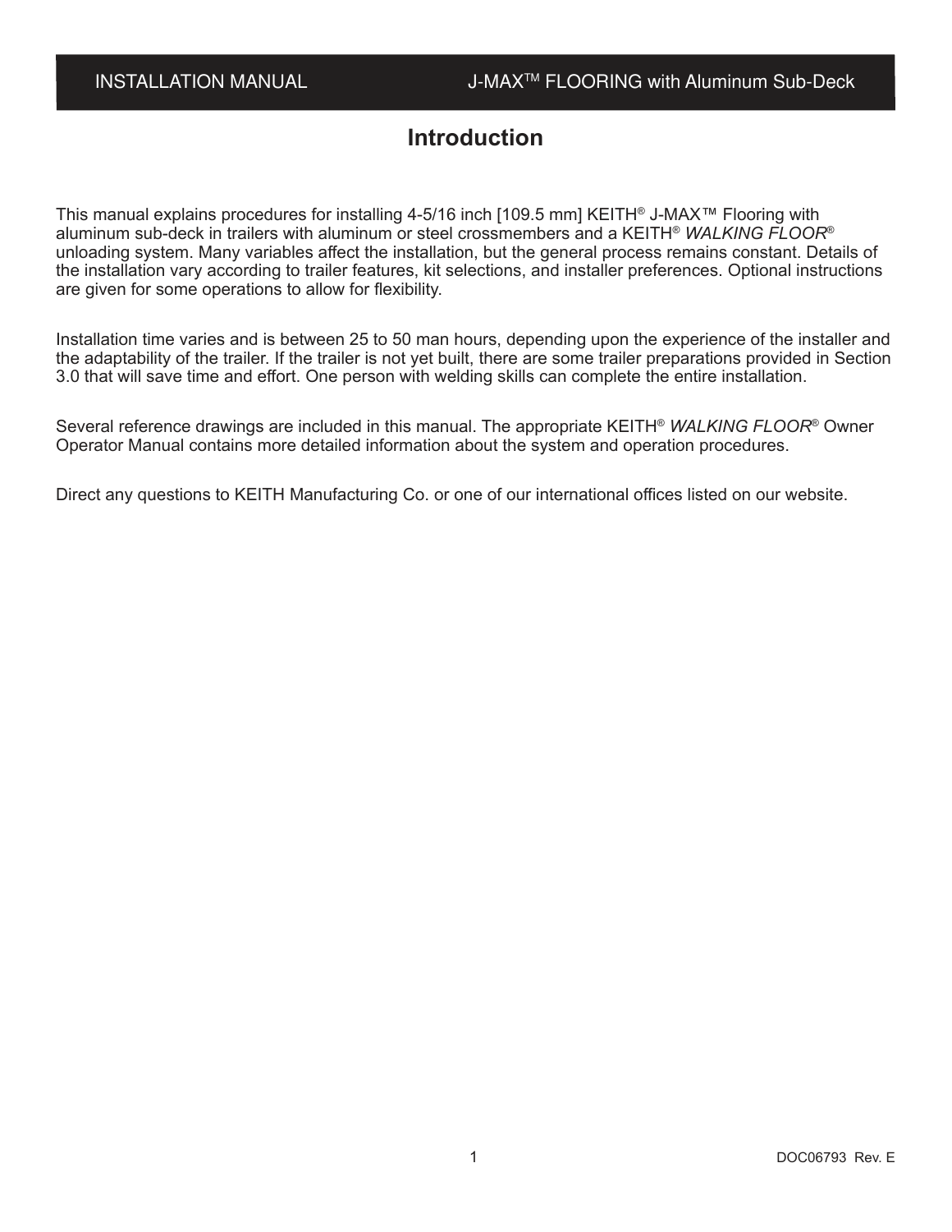# Introduction

This manual explains procedures for installing 4-5/16 inch [109.5 mm] KEITH® J-MAX™ Flooring with aluminum sub-deck in trailers with aluminum or steel crossmembers and a KEITH® *WALKING FLOOR®* unloading system. Many variables affect the installation, but the general process remains constant. Details of the installation vary according to trailer features, kit selections, and installer preferences. Optional instructions are given for some operations to allow for flexibility.

Installation time varies and is between 25 to 50 man hours, depending upon the experience of the installer and the adaptability of the trailer. If the trailer is not yet built, there are some trailer preparations provided in Section 3.0 that will save time and effort. One person with welding skills can complete the entire installation.

Several reference drawings are included in this manual. The appropriate KEITH® *WALKING FLOOR®* Owner Operator Manual contains more detailed information about the system and operation procedures.

Direct any questions to KEITH Manufacturing Co. or one of our international offices listed on our website.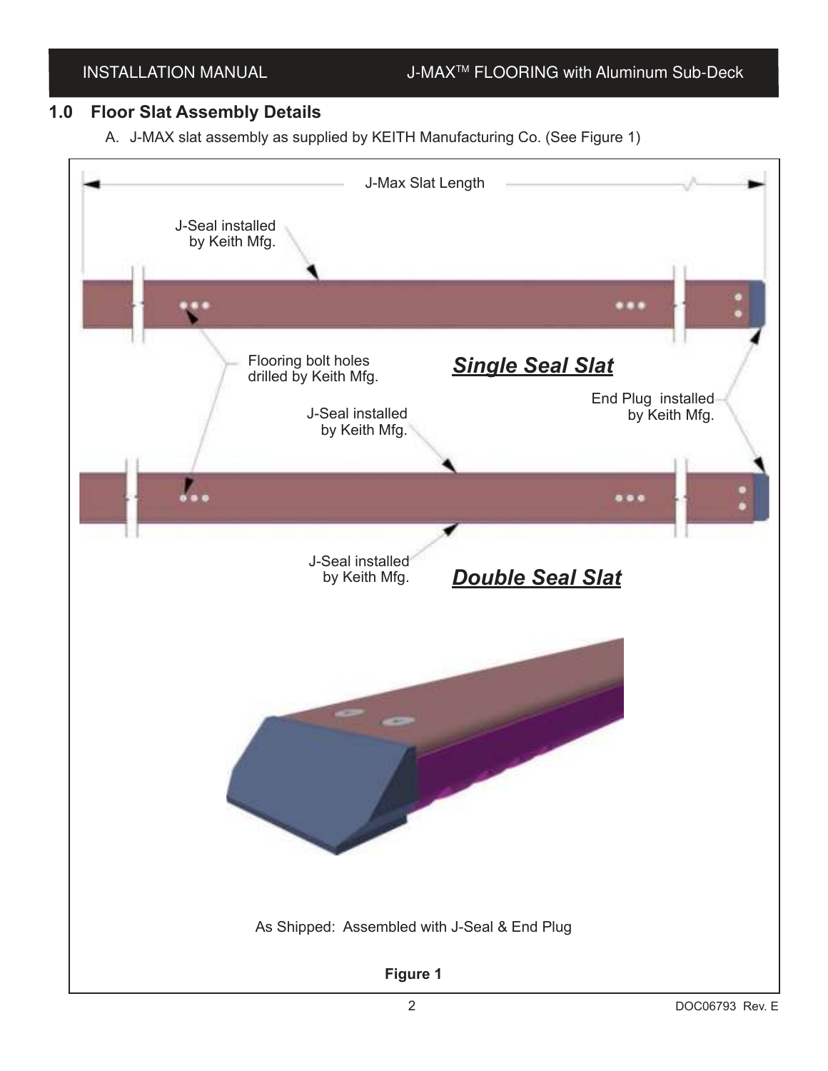## 1.0 Floor Slat Assembly Details

A. J-MAX slat assembly as supplied by KEITH Manufacturing Co. (See Figure 1)

J-Max Slat Length

J-Seal installed by Keith Mfg.

Flooring bolt holes drilled by Keith Mfg.

***Single Seal Slat***

End Plug installed by Keith Mfg.

J-Seal installed by Keith Mfg.

J-Seal installed by Keith Mfg.

***Double Seal Slat***

As Shipped: Assembled with J-Seal & End Plug

**Figure 1**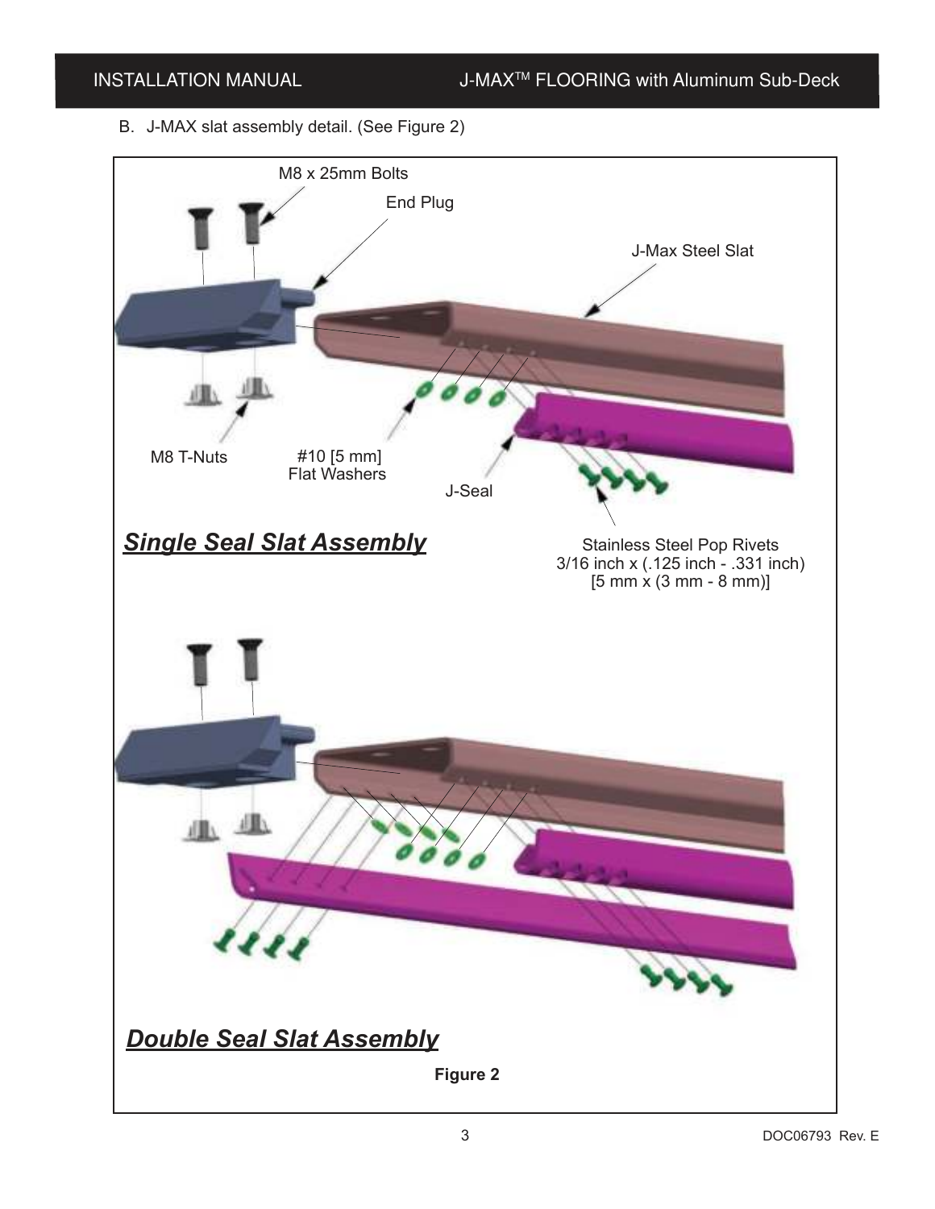B. J-MAX slat assembly detail. (See Figure 2)

M8 x 25mm Bolts

End Plug

J-Max Steel Slat

M8 T-Nuts

#10 [5 mm] Flat Washers

J-Seal

***Single Seal Slat Assembly***

Stainless Steel Pop Rivets
3/16 inch x (.125 inch - .331 inch)
[5 mm x (3 mm - 8 mm)]

***Double Seal Slat Assembly***

**Figure 2**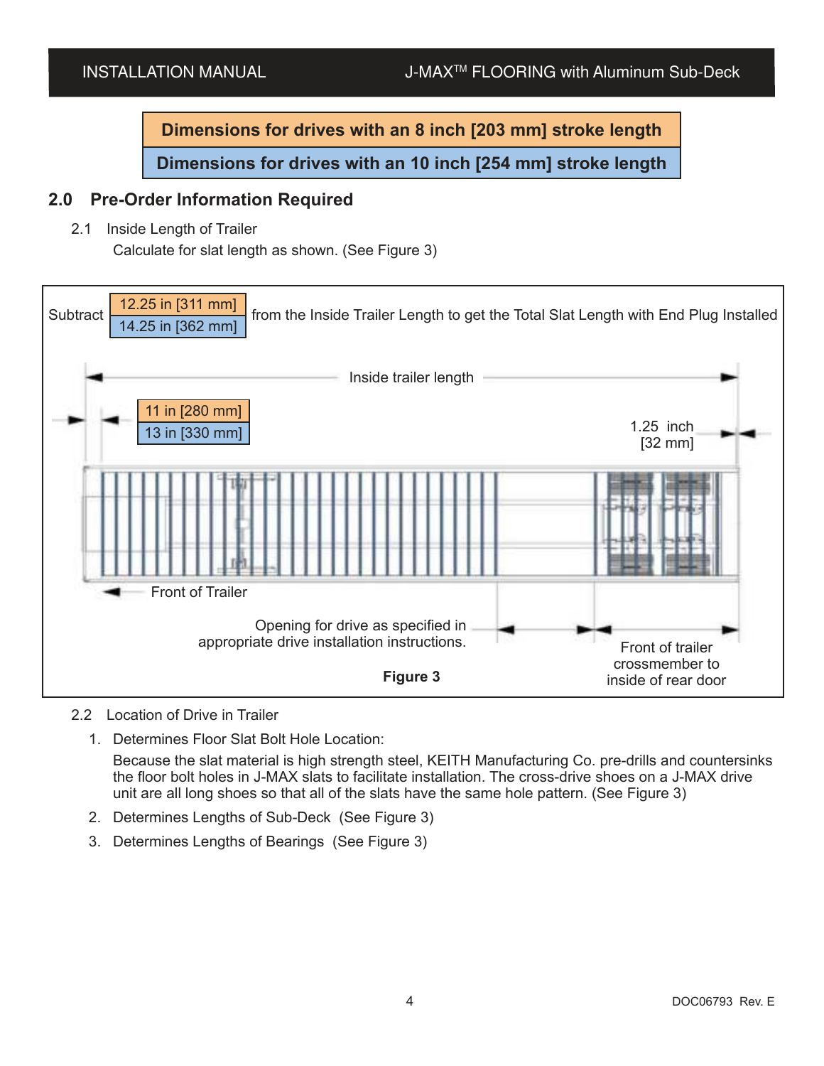| Dimensions for drives with an 8 inch [203 mm] stroke length |
|---|
| Dimensions for drives with an 10 inch [254 mm] stroke length |

## 2.0 Pre-Order Information Required

2.1 Inside Length of Trailer

Calculate for slat length as shown. (See Figure 3)

Subtract 12.25 in [311 mm] / 14.25 in [362 mm] from the Inside Trailer Length to get the Total Slat Length with End Plug Installed

Inside trailer length

11 in [280 mm]

13 in [330 mm]

1.25 inch [32 mm]

Front of Trailer

Opening for drive as specified in appropriate drive installation instructions.

Front of trailer crossmember to inside of rear door

**Figure 3**

2.2 Location of Drive in Trailer

1. Determines Floor Slat Bolt Hole Location:

   Because the slat material is high strength steel, KEITH Manufacturing Co. pre-drills and countersinks the floor bolt holes in J-MAX slats to facilitate installation. The cross-drive shoes on a J-MAX drive unit are all long shoes so that all of the slats have the same hole pattern. (See Figure 3)

2. Determines Lengths of Sub-Deck (See Figure 3)
3. Determines Lengths of Bearings (See Figure 3)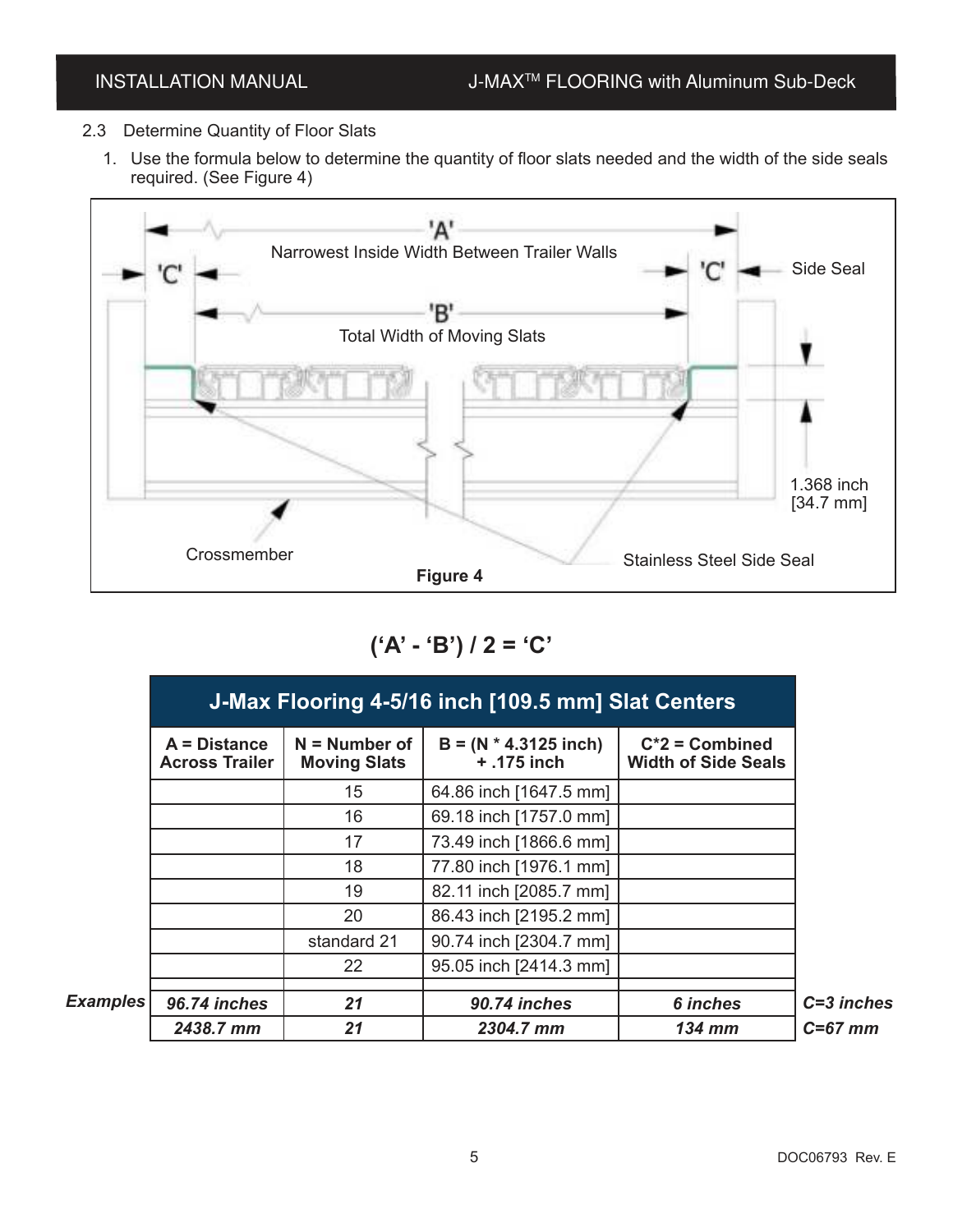2.3 Determine Quantity of Floor Slats

1. Use the formula below to determine the quantity of floor slats needed and the width of the side seals required. (See Figure 4)

Figure 4

$$(\text{'A'} - \text{'B'}) / 2 = \text{'C'}$$

| | J-Max Flooring 4-5/16 inch [109.5 mm] Slat Centers | | | | |
|---|---|---|---|---|---|
| | **A = Distance Across Trailer** | **N = Number of Moving Slats** | **B = (N * 4.3125 inch) + .175 inch** | **C*2 = Combined Width of Side Seals** | |
| | | 15 | 64.86 inch [1647.5 mm] | | |
| | | 16 | 69.18 inch [1757.0 mm] | | |
| | | 17 | 73.49 inch [1866.6 mm] | | |
| | | 18 | 77.80 inch [1976.1 mm] | | |
| | | 19 | 82.11 inch [2085.7 mm] | | |
| | | 20 | 86.43 inch [2195.2 mm] | | |
| | | standard 21 | 90.74 inch [2304.7 mm] | | |
| | | 22 | 95.05 inch [2414.3 mm] | | |
| | | | | | |
| ***Examples*** | ***96.74 inches*** | ***21*** | ***90.74 inches*** | ***6 inches*** | ***C=3 inches*** |
| | ***2438.7 mm*** | ***21*** | ***2304.7 mm*** | ***134 mm*** | ***C=67 mm*** |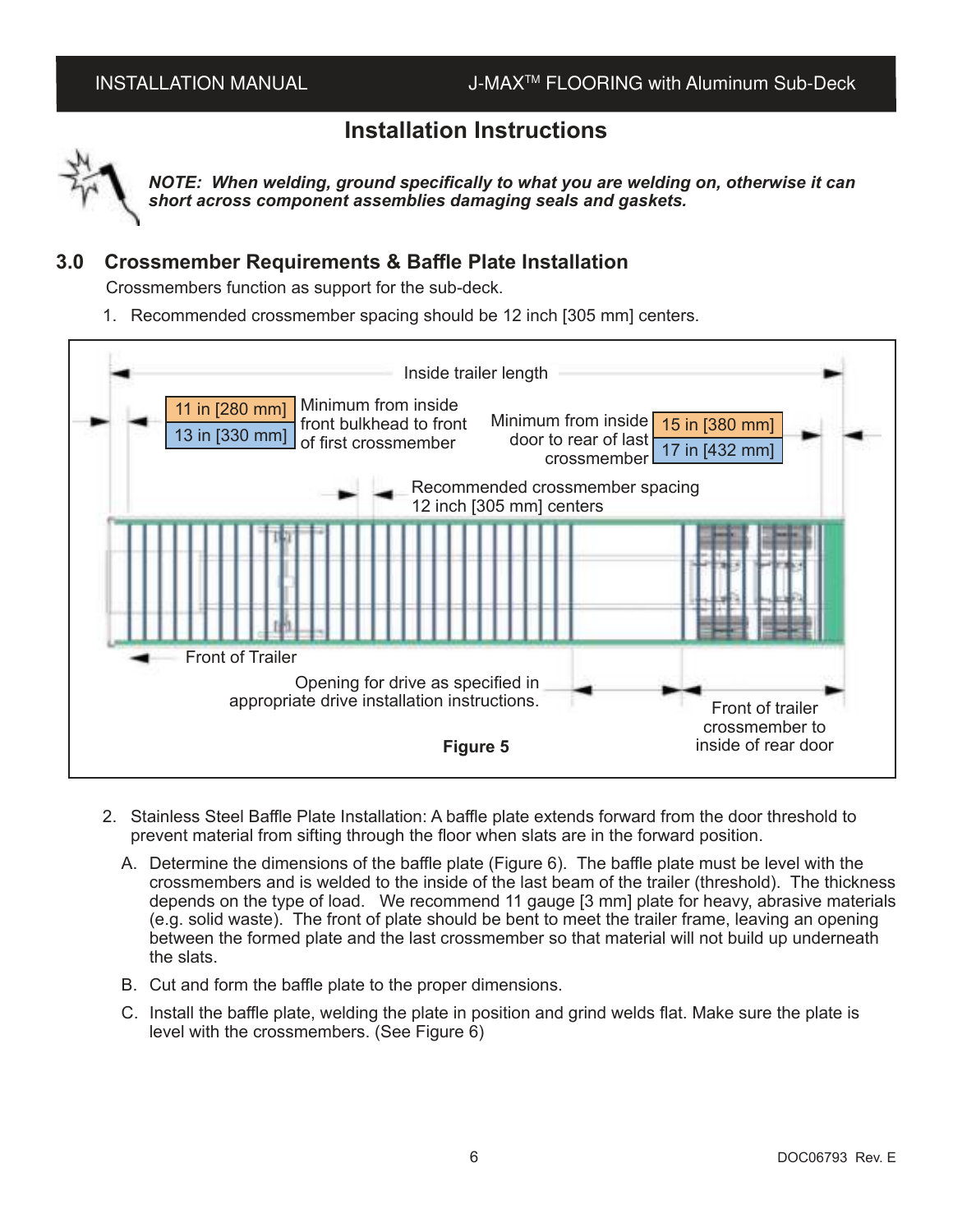# Installation Instructions

***NOTE: When welding, ground specifically to what you are welding on, otherwise it can short across component assemblies damaging seals and gaskets.***

## 3.0 Crossmember Requirements & Baffle Plate Installation

Crossmembers function as support for the sub-deck.

1. Recommended crossmember spacing should be 12 inch [305 mm] centers.

Inside trailer length

11 in [280 mm] / 13 in [330 mm] Minimum from inside front bulkhead to front of first crossmember

Minimum from inside door to rear of last crossmember 15 in [380 mm] / 17 in [432 mm]

Recommended crossmember spacing 12 inch [305 mm] centers

Front of Trailer

Opening for drive as specified in appropriate drive installation instructions.

Front of trailer crossmember to inside of rear door

**Figure 5**

2. Stainless Steel Baffle Plate Installation: A baffle plate extends forward from the door threshold to prevent material from sifting through the floor when slats are in the forward position.

   A. Determine the dimensions of the baffle plate (Figure 6). The baffle plate must be level with the crossmembers and is welded to the inside of the last beam of the trailer (threshold). The thickness depends on the type of load. We recommend 11 gauge [3 mm] plate for heavy, abrasive materials (e.g. solid waste). The front of plate should be bent to meet the trailer frame, leaving an opening between the formed plate and the last crossmember so that material will not build up underneath the slats.

   B. Cut and form the baffle plate to the proper dimensions.

   C. Install the baffle plate, welding the plate in position and grind welds flat. Make sure the plate is level with the crossmembers. (See Figure 6)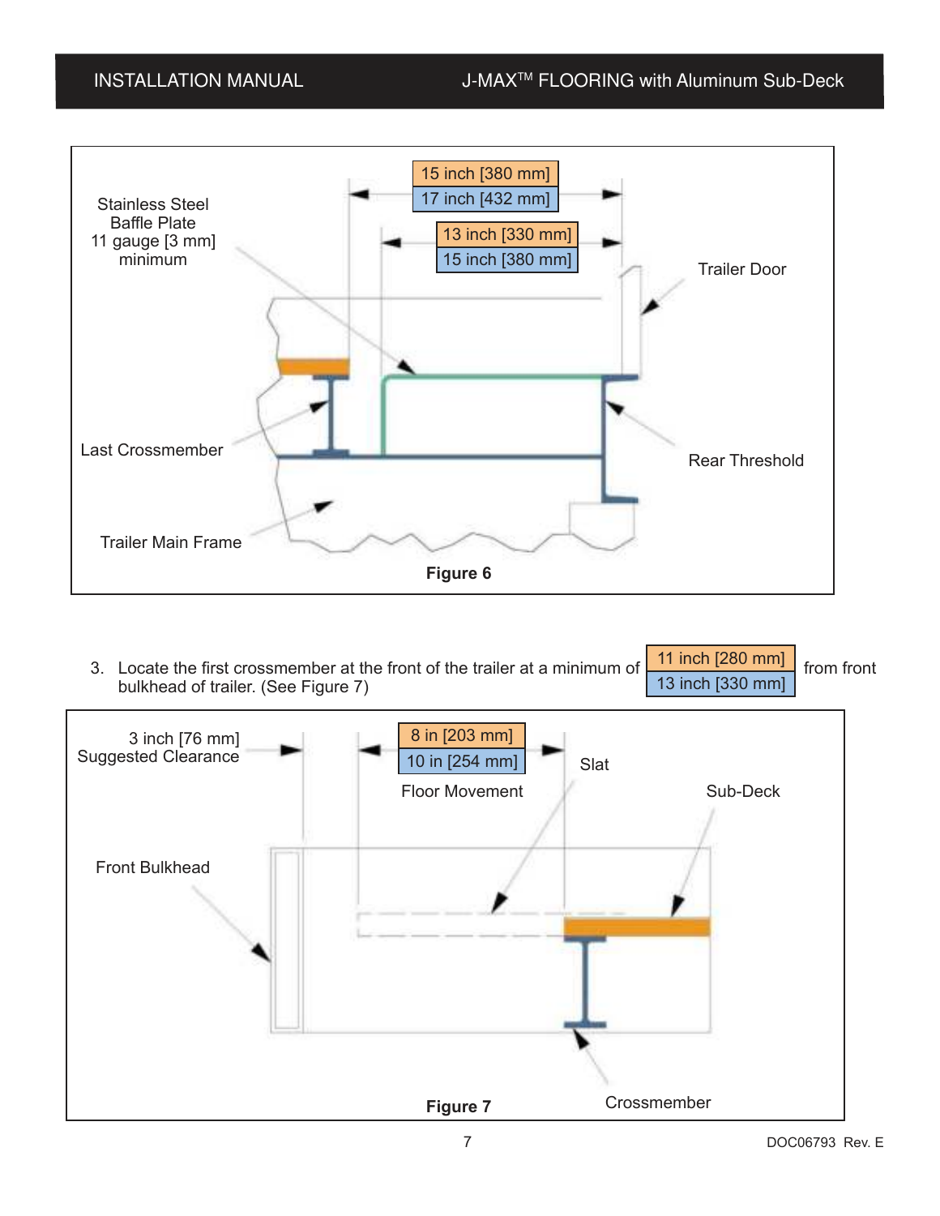Stainless Steel Baffle Plate 11 gauge [3 mm] minimum

15 inch [380 mm]
17 inch [432 mm]

13 inch [330 mm]
15 inch [380 mm]

Trailer Door

Last Crossmember

Rear Threshold

Trailer Main Frame

**Figure 6**

3. Locate the first crossmember at the front of the trailer at a minimum of 11 inch [280 mm] / 13 inch [330 mm] from front bulkhead of trailer. (See Figure 7)

3 inch [76 mm] Suggested Clearance

8 in [203 mm]
10 in [254 mm]
Floor Movement

Slat

Sub-Deck

Front Bulkhead

Crossmember

**Figure 7**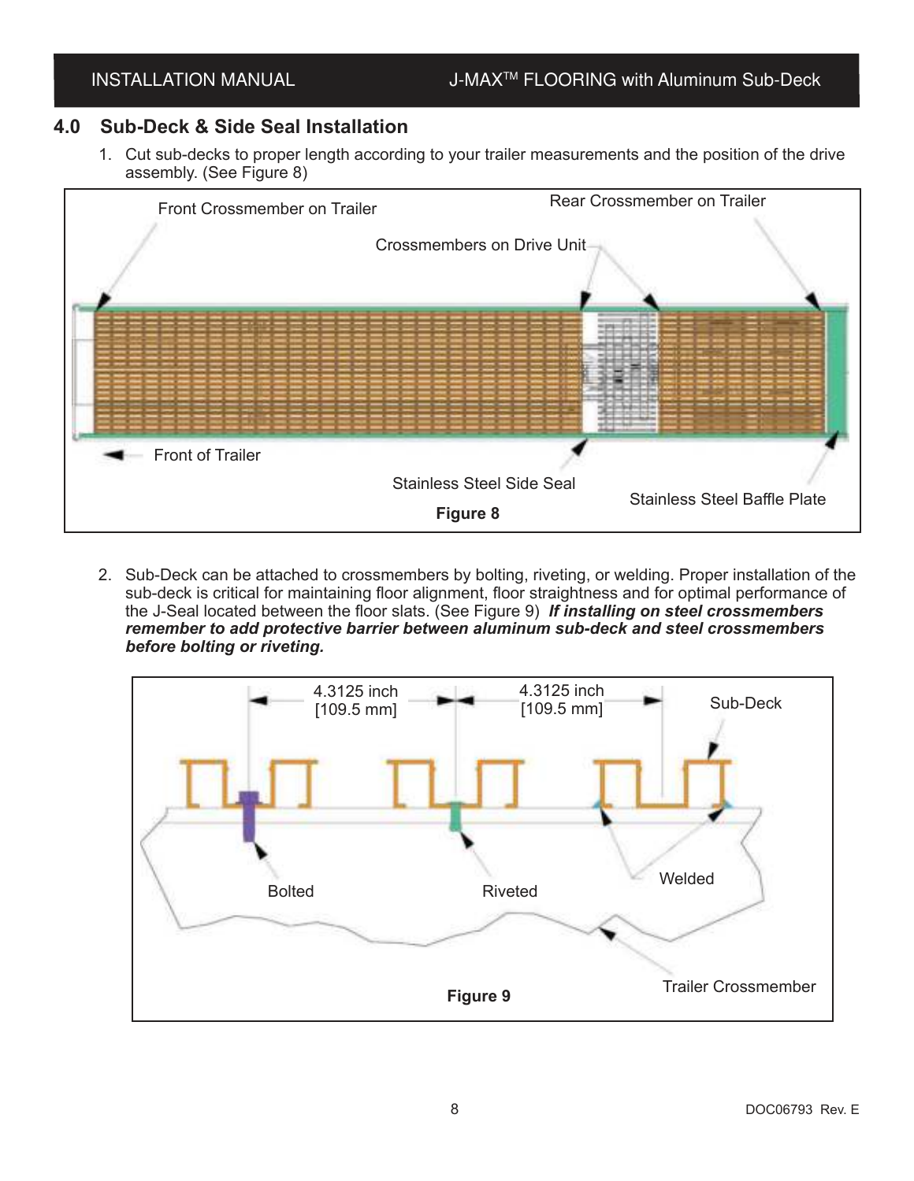## 4.0 Sub-Deck & Side Seal Installation

1. Cut sub-decks to proper length according to your trailer measurements and the position of the drive assembly. (See Figure 8)

Front Crossmember on Trailer

Rear Crossmember on Trailer

Crossmembers on Drive Unit

Front of Trailer

Stainless Steel Side Seal

Stainless Steel Baffle Plate

**Figure 8**

2. Sub-Deck can be attached to crossmembers by bolting, riveting, or welding. Proper installation of the sub-deck is critical for maintaining floor alignment, floor straightness and for optimal performance of the J-Seal located between the floor slats. (See Figure 9) ***If installing on steel crossmembers remember to add protective barrier between aluminum sub-deck and steel crossmembers before bolting or riveting.***

4.3125 inch [109.5 mm]

4.3125 inch [109.5 mm]

Sub-Deck

Bolted

Riveted

Welded

Trailer Crossmember

**Figure 9**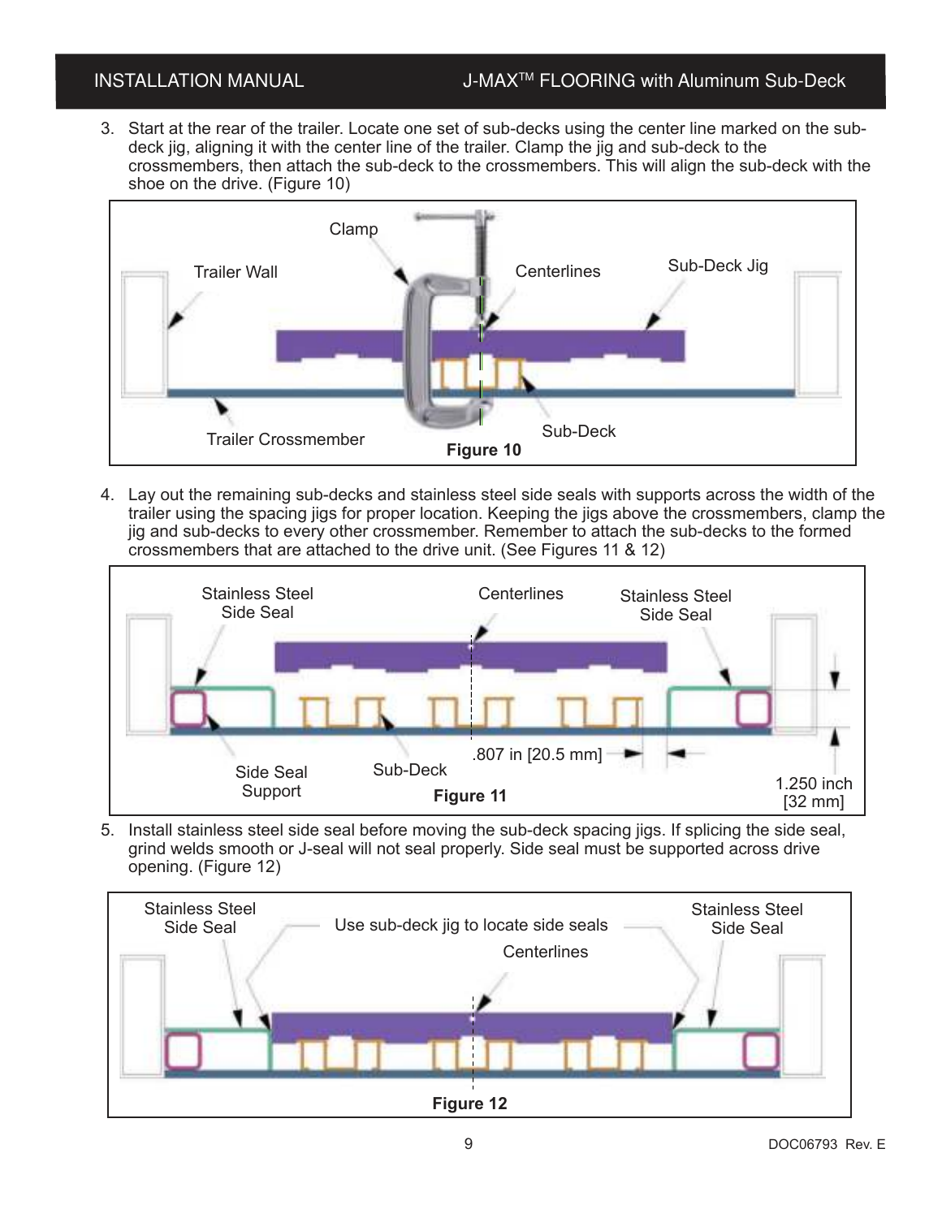3. Start at the rear of the trailer. Locate one set of sub-decks using the center line marked on the sub-deck jig, aligning it with the center line of the trailer. Clamp the jig and sub-deck to the crossmembers, then attach the sub-deck to the crossmembers. This will align the sub-deck with the shoe on the drive. (Figure 10)

Clamp

Trailer Wall

Centerlines

Sub-Deck Jig

Trailer Crossmember

Sub-Deck

**Figure 10**

4. Lay out the remaining sub-decks and stainless steel side seals with supports across the width of the trailer using the spacing jigs for proper location. Keeping the jigs above the crossmembers, clamp the jig and sub-decks to every other crossmember. Remember to attach the sub-decks to the formed crossmembers that are attached to the drive unit. (See Figures 11 & 12)

Stainless Steel Side Seal

Centerlines

Stainless Steel Side Seal

.807 in [20.5 mm]

Side Seal Support

Sub-Deck

1.250 inch [32 mm]

**Figure 11**

5. Install stainless steel side seal before moving the sub-deck spacing jigs. If splicing the side seal, grind welds smooth or J-seal will not seal properly. Side seal must be supported across drive opening. (Figure 12)

Stainless Steel Side Seal

Use sub-deck jig to locate side seals

Stainless Steel Side Seal

Centerlines

**Figure 12**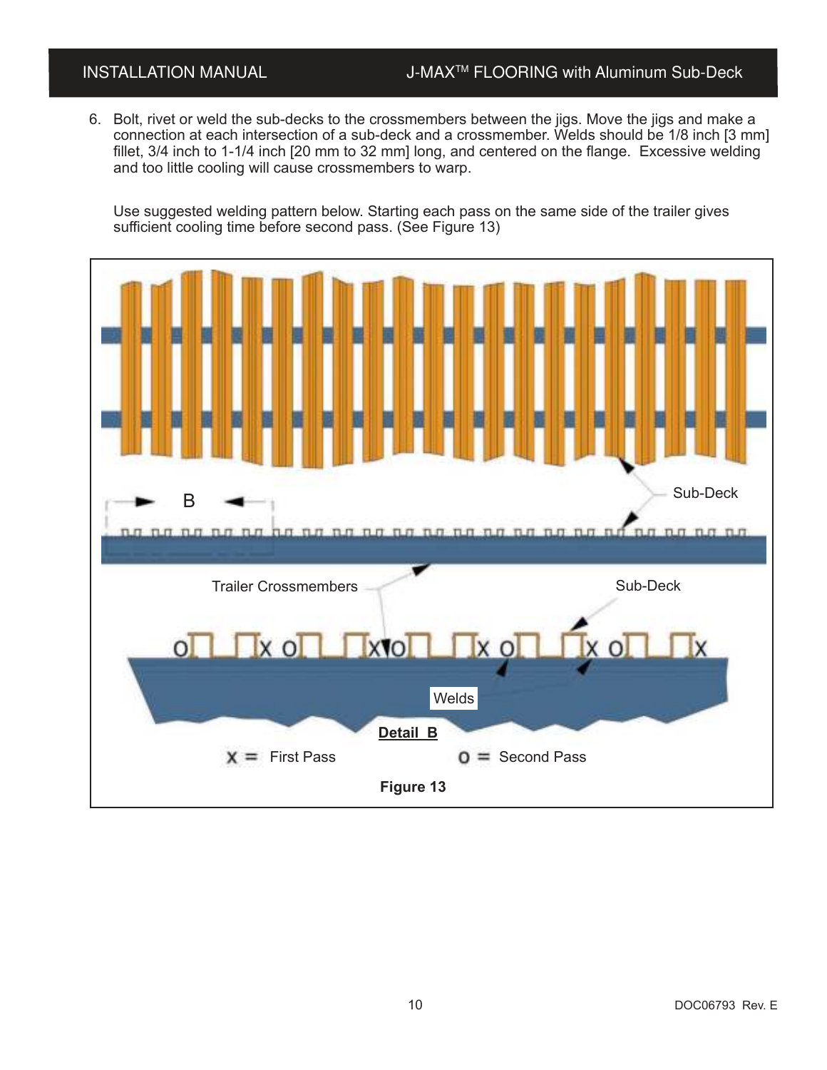6. Bolt, rivet or weld the sub-decks to the crossmembers between the jigs. Move the jigs and make a connection at each intersection of a sub-deck and a crossmember. Welds should be 1/8 inch [3 mm] fillet, 3/4 inch to 1-1/4 inch [20 mm to 32 mm] long, and centered on the flange. Excessive welding and too little cooling will cause crossmembers to warp.

   Use suggested welding pattern below. Starting each pass on the same side of the trailer gives sufficient cooling time before second pass. (See Figure 13)

B

Sub-Deck

Trailer Crossmembers

Sub-Deck

Welds

**Detail B**

X = First Pass    O = Second Pass

**Figure 13**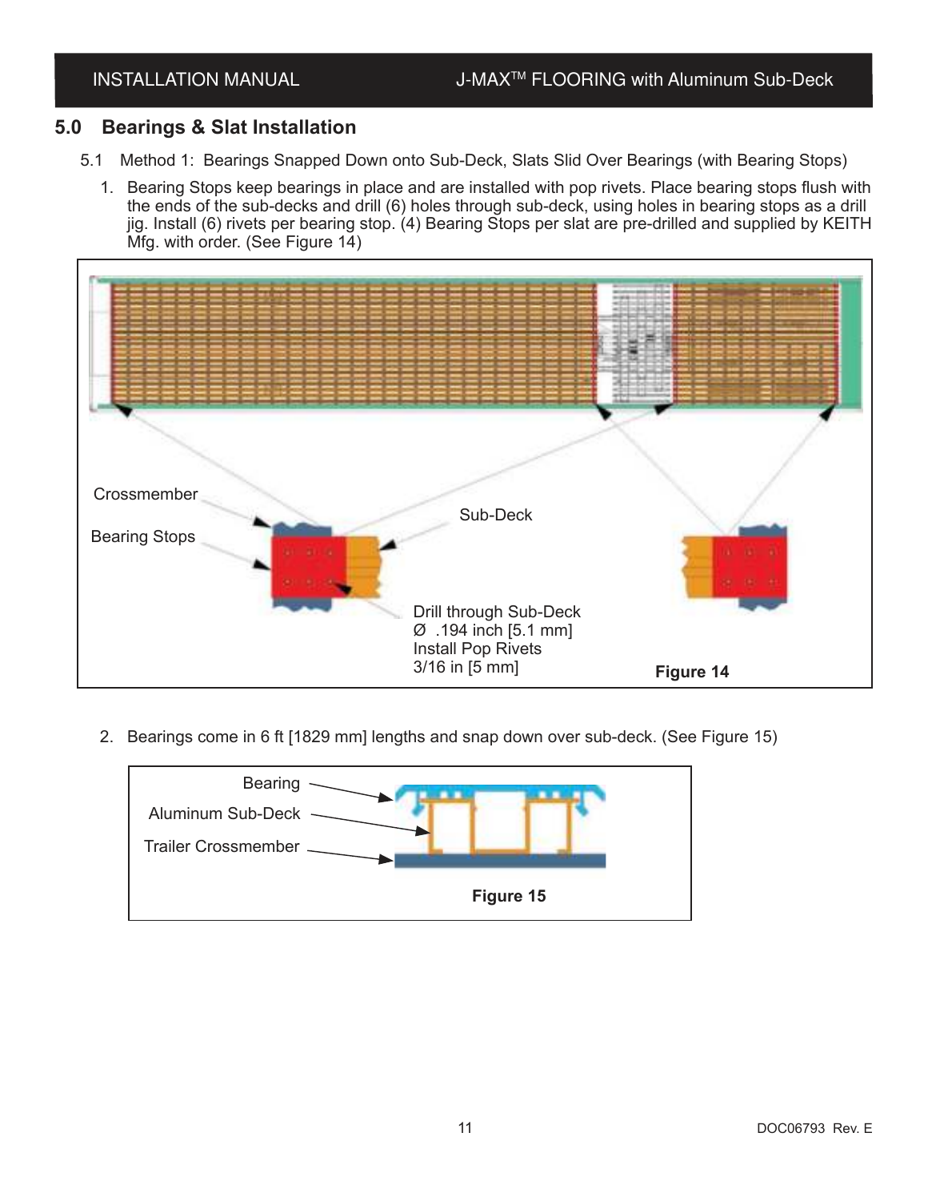## 5.0 Bearings & Slat Installation

5.1 Method 1: Bearings Snapped Down onto Sub-Deck, Slats Slid Over Bearings (with Bearing Stops)

1. Bearing Stops keep bearings in place and are installed with pop rivets. Place bearing stops flush with the ends of the sub-decks and drill (6) holes through sub-deck, using holes in bearing stops as a drill jig. Install (6) rivets per bearing stop. (4) Bearing Stops per slat are pre-drilled and supplied by KEITH Mfg. with order. (See Figure 14)

Crossmember

Bearing Stops

Sub-Deck

Drill through Sub-Deck
Ø .194 inch [5.1 mm]
Install Pop Rivets
3/16 in [5 mm]

**Figure 14**

2. Bearings come in 6 ft [1829 mm] lengths and snap down over sub-deck. (See Figure 15)

Bearing

Aluminum Sub-Deck

Trailer Crossmember

**Figure 15**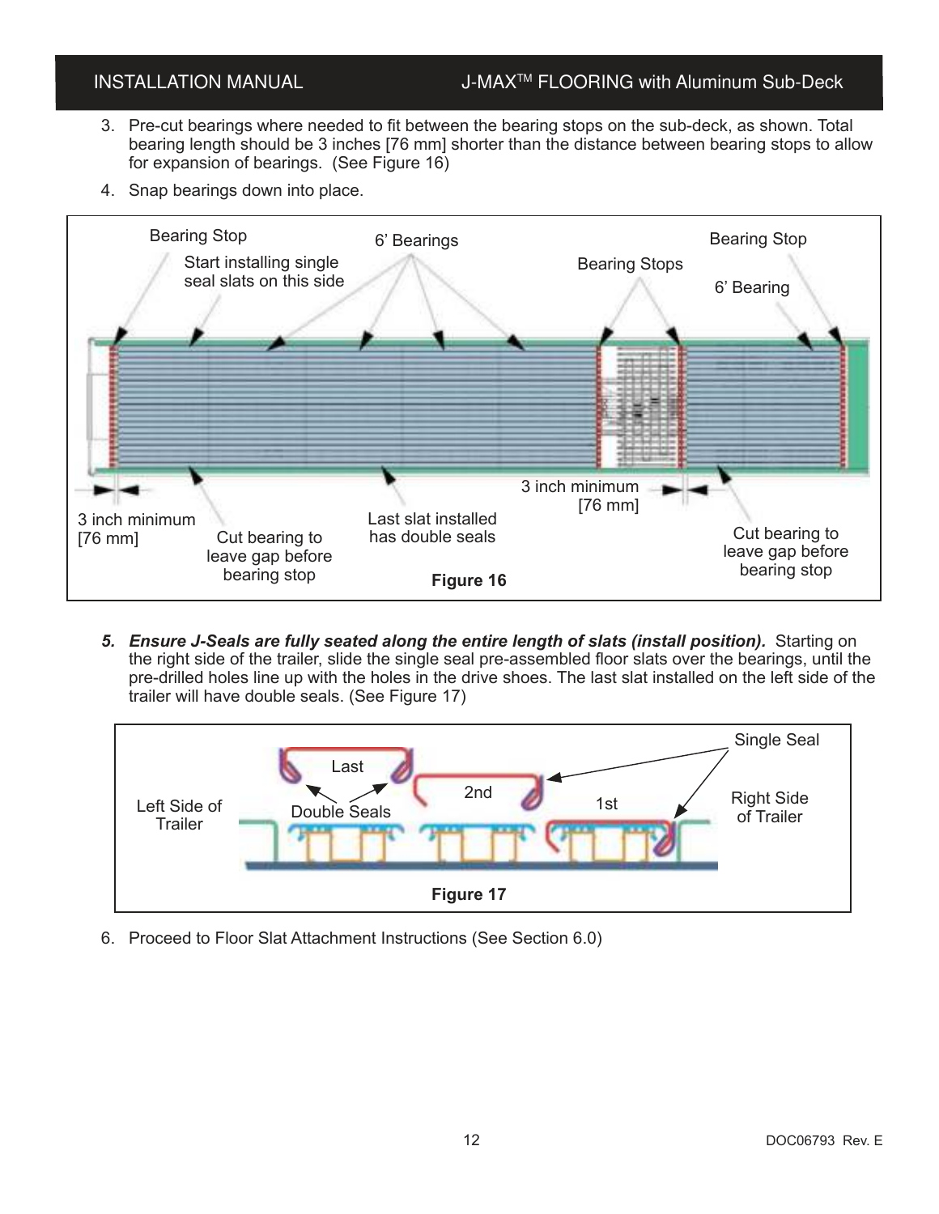3. Pre-cut bearings where needed to fit between the bearing stops on the sub-deck, as shown. Total bearing length should be 3 inches [76 mm] shorter than the distance between bearing stops to allow for expansion of bearings. (See Figure 16)
4. Snap bearings down into place.

Bearing Stop

Start installing single seal slats on this side

6' Bearings

Bearing Stops

Bearing Stop

6' Bearing

3 inch minimum [76 mm]

Cut bearing to leave gap before bearing stop

Last slat installed has double seals

3 inch minimum [76 mm]

Cut bearing to leave gap before bearing stop

**Figure 16**

5. ***Ensure J-Seals are fully seated along the entire length of slats (install position).*** Starting on the right side of the trailer, slide the single seal pre-assembled floor slats over the bearings, until the pre-drilled holes line up with the holes in the drive shoes. The last slat installed on the left side of the trailer will have double seals. (See Figure 17)

Left Side of Trailer

Last

Double Seals

2nd

1st

Single Seal

Right Side of Trailer

**Figure 17**

6. Proceed to Floor Slat Attachment Instructions (See Section 6.0)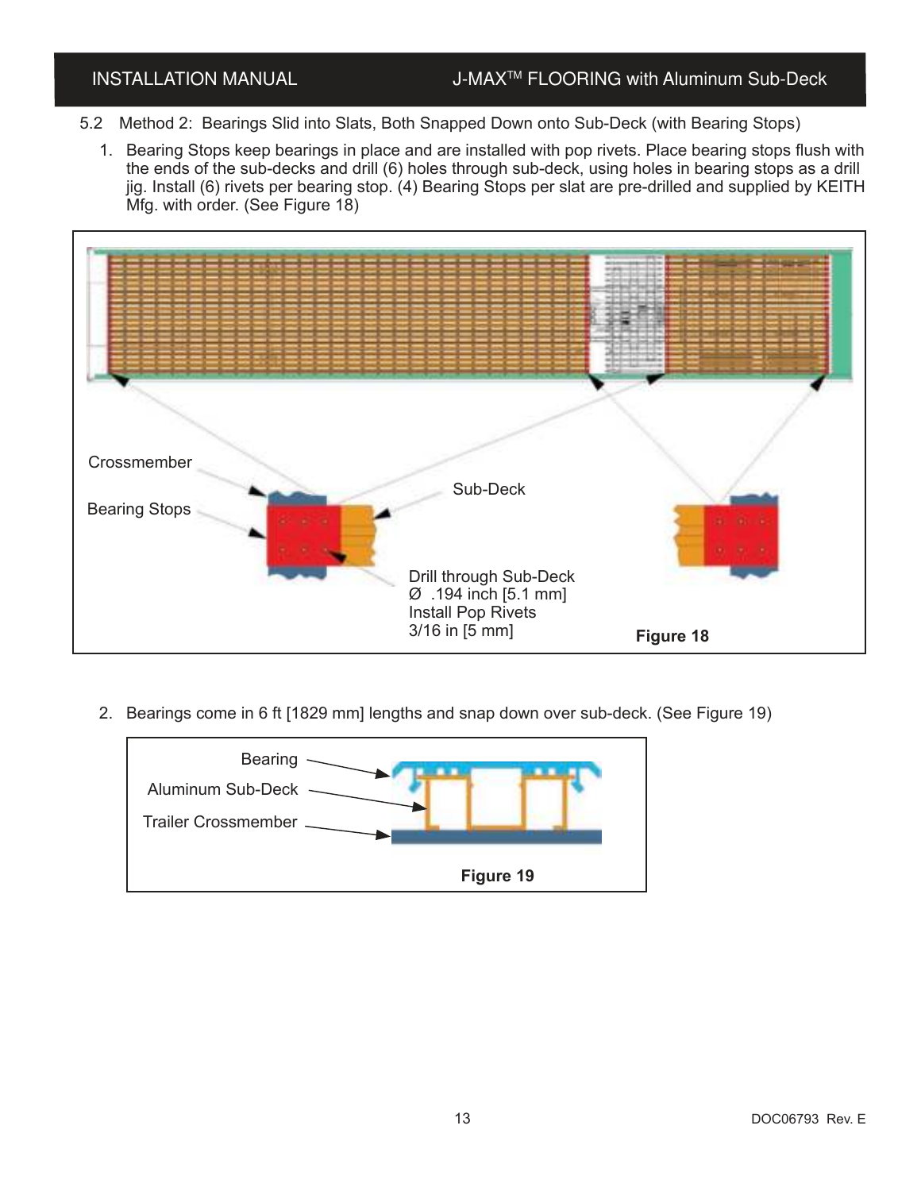## 5.2 Method 2: Bearings Slid into Slats, Both Snapped Down onto Sub-Deck (with Bearing Stops)

1. Bearing Stops keep bearings in place and are installed with pop rivets. Place bearing stops flush with the ends of the sub-decks and drill (6) holes through sub-deck, using holes in bearing stops as a drill jig. Install (6) rivets per bearing stop. (4) Bearing Stops per slat are pre-drilled and supplied by KEITH Mfg. with order. (See Figure 18)

Crossmember

Bearing Stops

Sub-Deck

Drill through Sub-Deck
Ø .194 inch [5.1 mm]
Install Pop Rivets
3/16 in [5 mm]

**Figure 18**

2. Bearings come in 6 ft [1829 mm] lengths and snap down over sub-deck. (See Figure 19)

Bearing

Aluminum Sub-Deck

Trailer Crossmember

**Figure 19**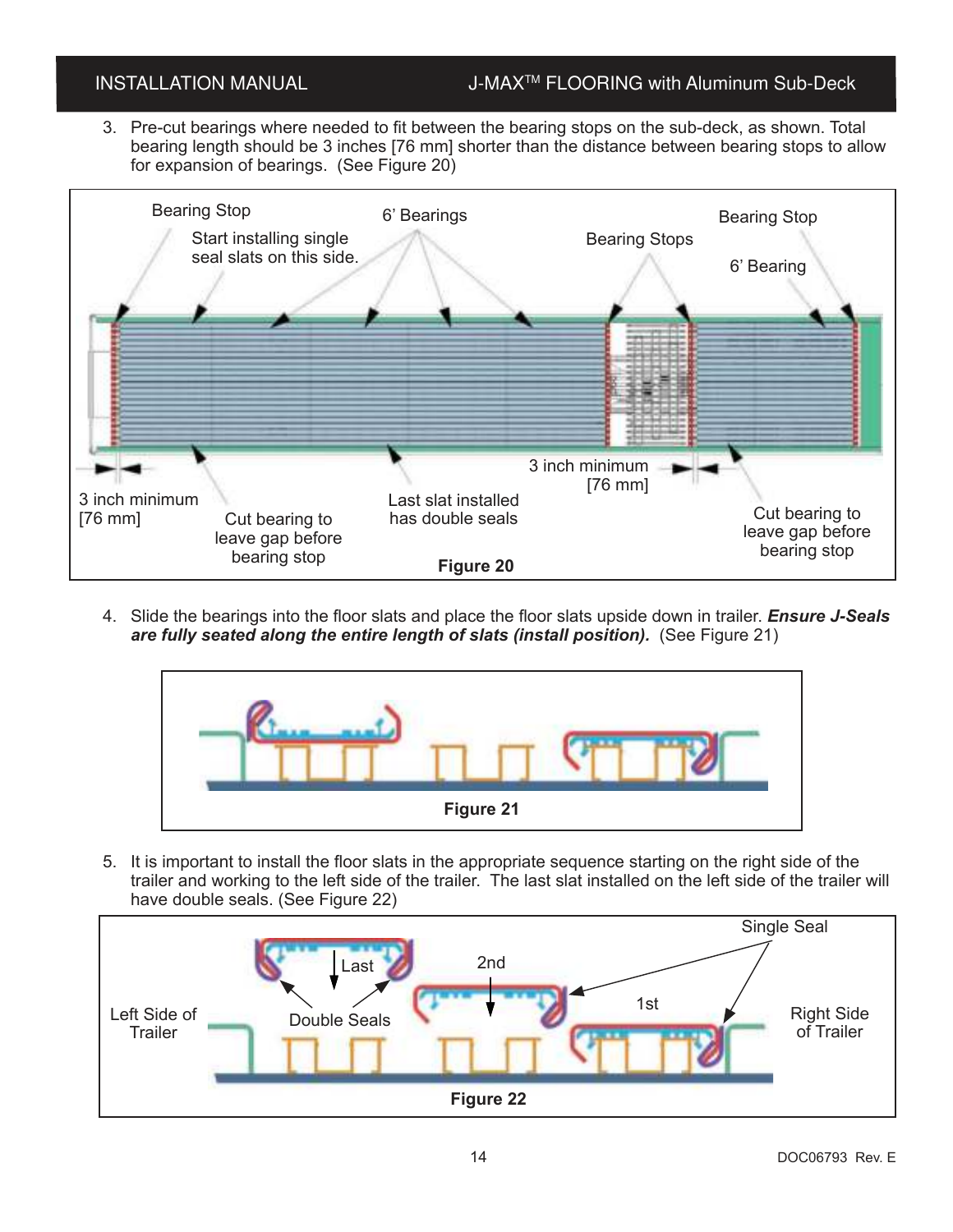3. Pre-cut bearings where needed to fit between the bearing stops on the sub-deck, as shown. Total bearing length should be 3 inches [76 mm] shorter than the distance between bearing stops to allow for expansion of bearings. (See Figure 20)

Bearing Stop

Start installing single seal slats on this side.

6' Bearings

Bearing Stops

Bearing Stop

6' Bearing

3 inch minimum [76 mm]

Cut bearing to leave gap before bearing stop

Last slat installed has double seals

3 inch minimum [76 mm]

Cut bearing to leave gap before bearing stop

**Figure 20**

4. Slide the bearings into the floor slats and place the floor slats upside down in trailer. ***Ensure J-Seals are fully seated along the entire length of slats (install position).*** (See Figure 21)

**Figure 21**

5. It is important to install the floor slats in the appropriate sequence starting on the right side of the trailer and working to the left side of the trailer. The last slat installed on the left side of the trailer will have double seals. (See Figure 22)

Single Seal

Last

2nd

1st

Left Side of Trailer

Double Seals

Right Side of Trailer

**Figure 22**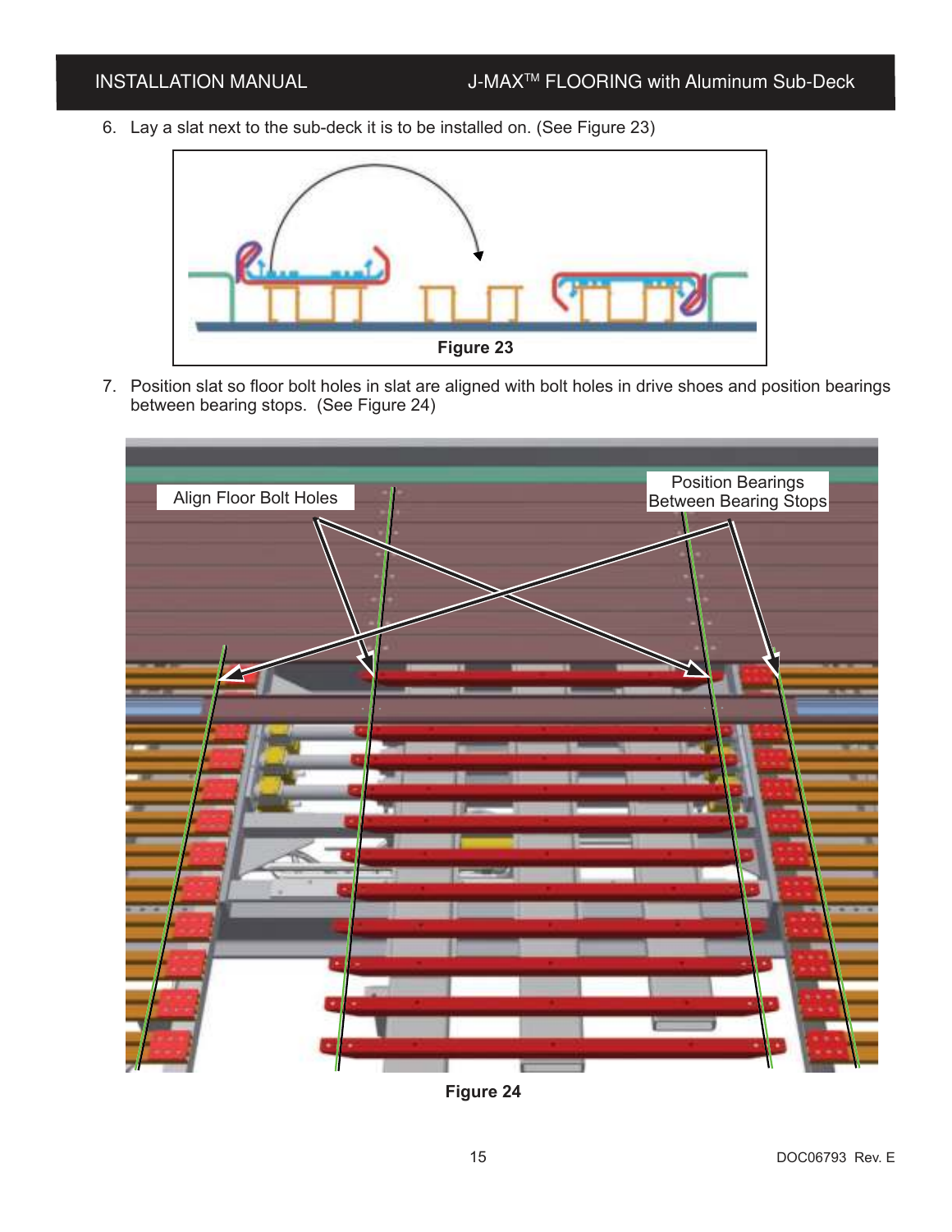6. Lay a slat next to the sub-deck it is to be installed on. (See Figure 23)

Figure 23

7. Position slat so floor bolt holes in slat are aligned with bolt holes in drive shoes and position bearings between bearing stops. (See Figure 24)

Figure 24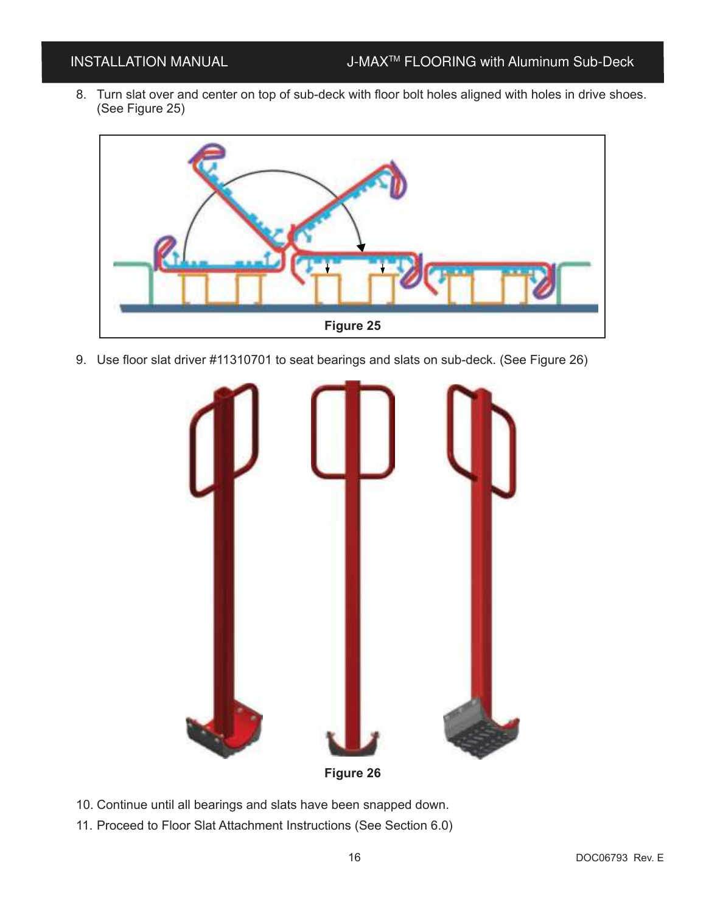8. Turn slat over and center on top of sub-deck with floor bolt holes aligned with holes in drive shoes. (See Figure 25)

**Figure 25**

9. Use floor slat driver #11310701 to seat bearings and slats on sub-deck. (See Figure 26)

**Figure 26**

10. Continue until all bearings and slats have been snapped down.
11. Proceed to Floor Slat Attachment Instructions (See Section 6.0)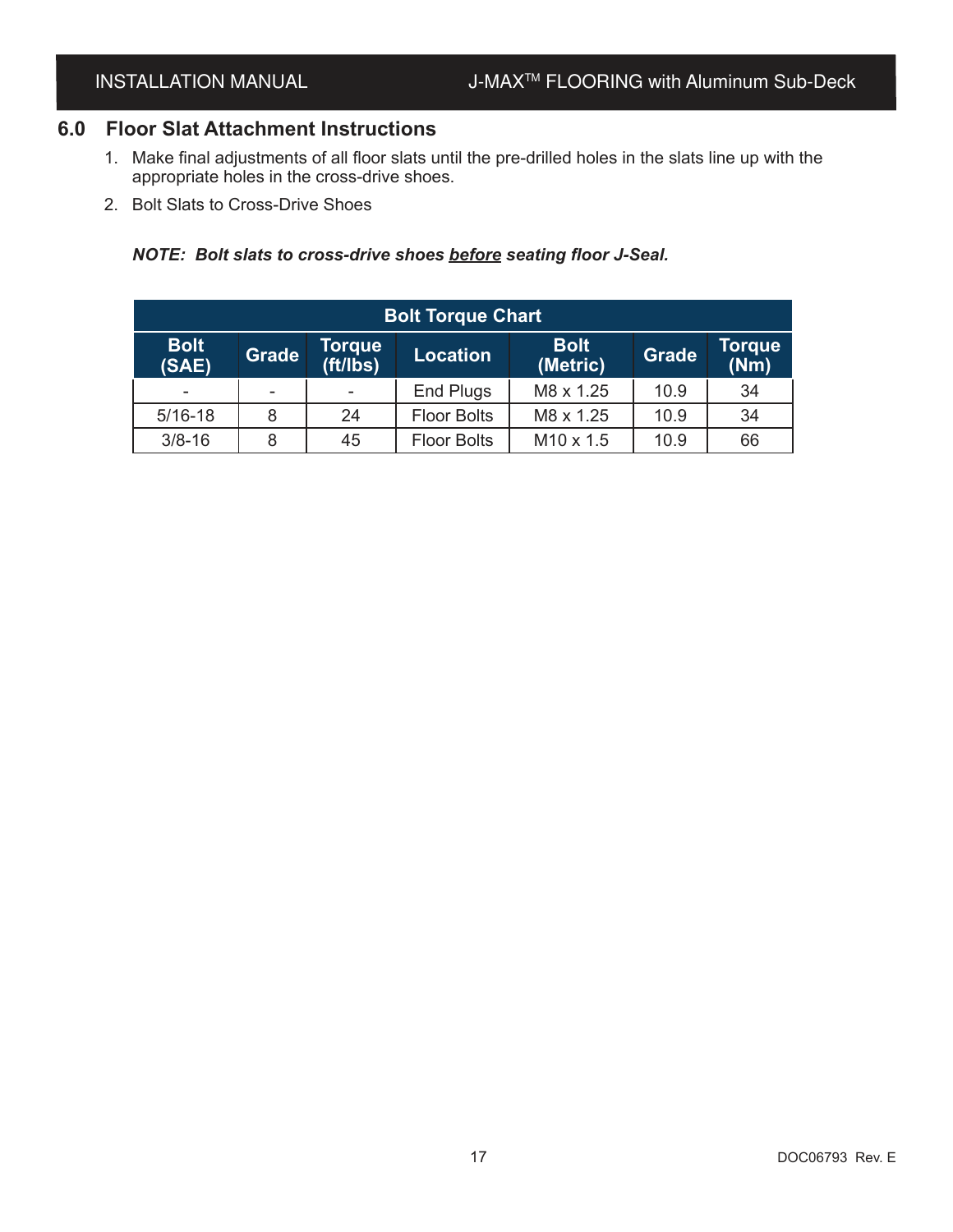## 6.0 Floor Slat Attachment Instructions

1. Make final adjustments of all floor slats until the pre-drilled holes in the slats line up with the appropriate holes in the cross-drive shoes.
2. Bolt Slats to Cross-Drive Shoes

***NOTE: Bolt slats to cross-drive shoes <u>before</u> seating floor J-Seal.***

| Bolt Torque Chart | | | | | | |
|---|---|---|---|---|---|---|
| **Bolt (SAE)** | **Grade** | **Torque (ft/lbs)** | **Location** | **Bolt (Metric)** | **Grade** | **Torque (Nm)** |
| - | - | - | End Plugs | M8 x 1.25 | 10.9 | 34 |
| 5/16-18 | 8 | 24 | Floor Bolts | M8 x 1.25 | 10.9 | 34 |
| 3/8-16 | 8 | 45 | Floor Bolts | M10 x 1.5 | 10.9 | 66 |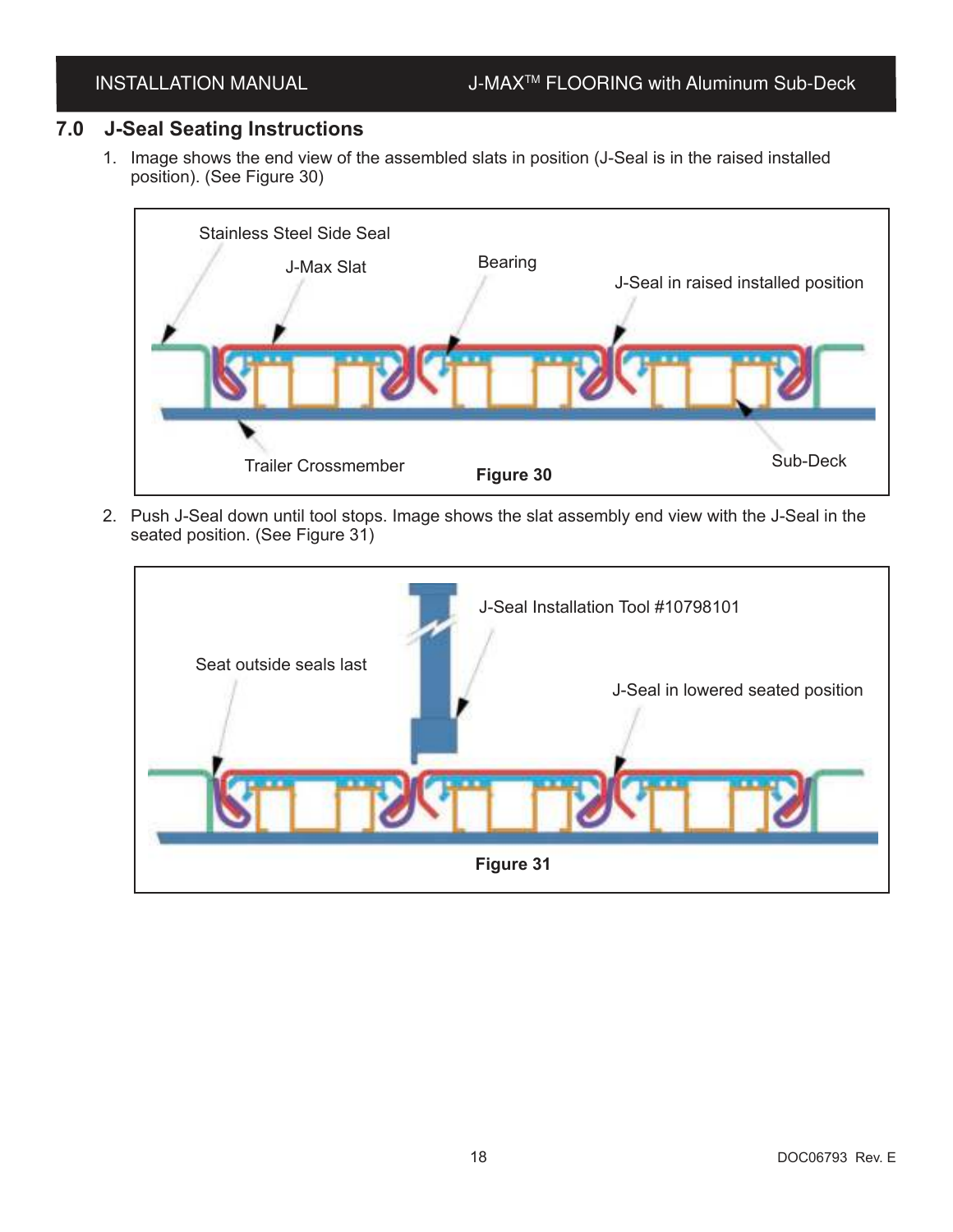## 7.0 J-Seal Seating Instructions

1. Image shows the end view of the assembled slats in position (J-Seal is in the raised installed position). (See Figure 30)

Stainless Steel Side Seal

J-Max Slat

Bearing

J-Seal in raised installed position

Trailer Crossmember

Sub-Deck

**Figure 30**

2. Push J-Seal down until tool stops. Image shows the slat assembly end view with the J-Seal in the seated position. (See Figure 31)

J-Seal Installation Tool #10798101

Seat outside seals last

J-Seal in lowered seated position

**Figure 31**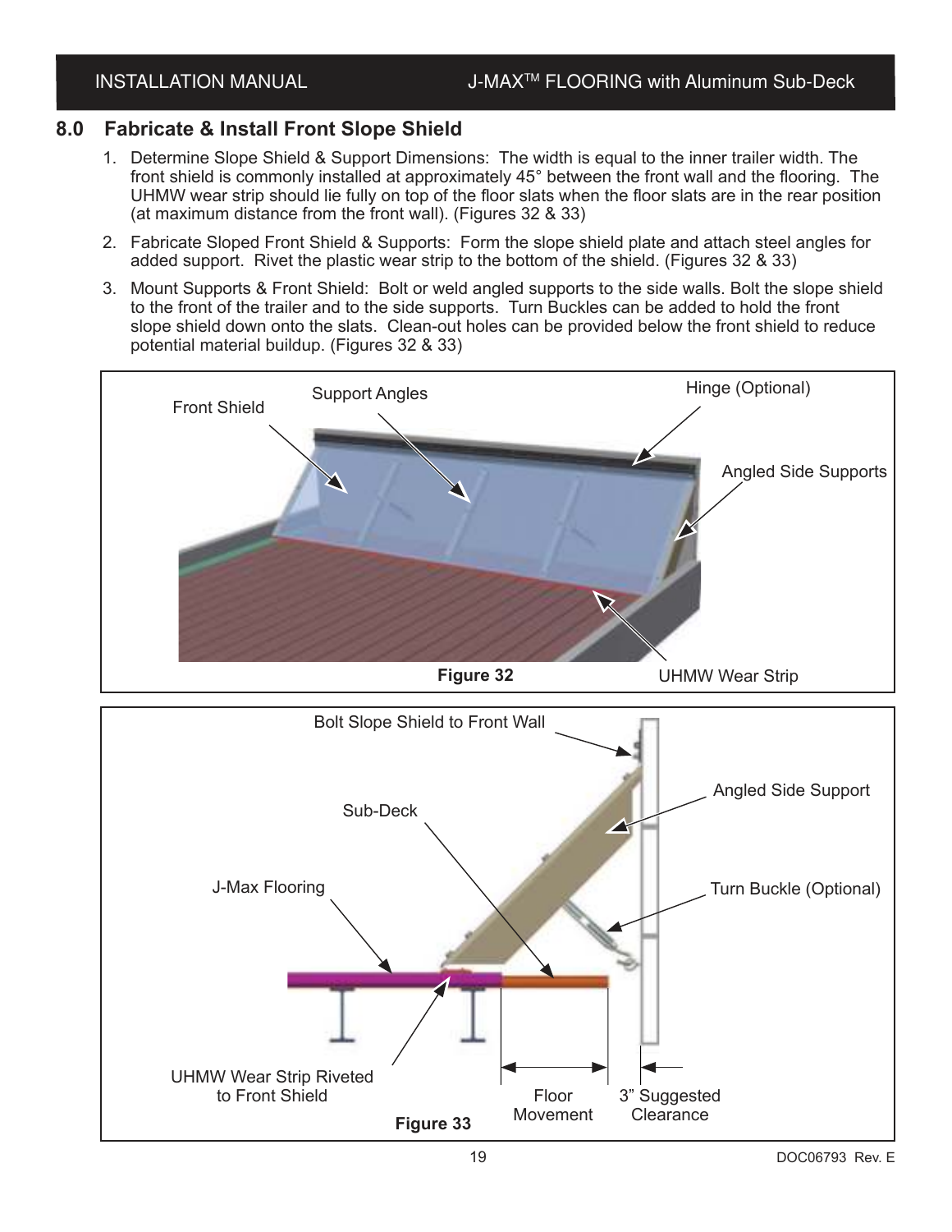## 8.0 Fabricate & Install Front Slope Shield

1. Determine Slope Shield & Support Dimensions: The width is equal to the inner trailer width. The front shield is commonly installed at approximately 45° between the front wall and the flooring. The UHMW wear strip should lie fully on top of the floor slats when the floor slats are in the rear position (at maximum distance from the front wall). (Figures 32 & 33)
2. Fabricate Sloped Front Shield & Supports: Form the slope shield plate and attach steel angles for added support. Rivet the plastic wear strip to the bottom of the shield. (Figures 32 & 33)
3. Mount Supports & Front Shield: Bolt or weld angled supports to the side walls. Bolt the slope shield to the front of the trailer and to the side supports. Turn Buckles can be added to hold the front slope shield down onto the slats. Clean-out holes can be provided below the front shield to reduce potential material buildup. (Figures 32 & 33)

Front Shield

Support Angles

Hinge (Optional)

Angled Side Supports

UHMW Wear Strip

**Figure 32**

Bolt Slope Shield to Front Wall

Angled Side Support

Sub-Deck

J-Max Flooring

Turn Buckle (Optional)

UHMW Wear Strip Riveted to Front Shield

Floor Movement

3" Suggested Clearance

**Figure 33**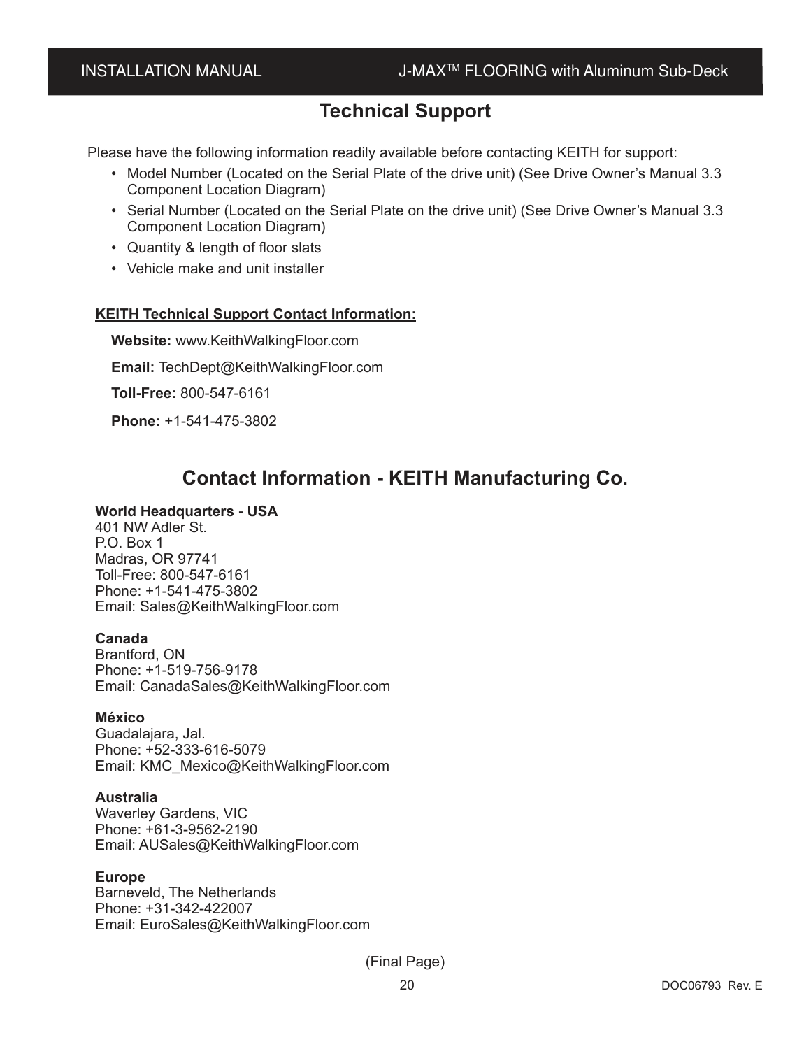# Technical Support

Please have the following information readily available before contacting KEITH for support:

- Model Number (Located on the Serial Plate of the drive unit) (See Drive Owner's Manual 3.3 Component Location Diagram)
- Serial Number (Located on the Serial Plate on the drive unit) (See Drive Owner's Manual 3.3 Component Location Diagram)
- Quantity & length of floor slats
- Vehicle make and unit installer

**KEITH Technical Support Contact Information:**

**Website:** www.KeithWalkingFloor.com

**Email:** TechDept@KeithWalkingFloor.com

**Toll-Free:** 800-547-6161

**Phone:** +1-541-475-3802

# Contact Information - KEITH Manufacturing Co.

**World Headquarters - USA**
401 NW Adler St.
P.O. Box 1
Madras, OR 97741
Toll-Free: 800-547-6161
Phone: +1-541-475-3802
Email: Sales@KeithWalkingFloor.com

**Canada**
Brantford, ON
Phone: +1-519-756-9178
Email: CanadaSales@KeithWalkingFloor.com

**México**
Guadalajara, Jal.
Phone: +52-333-616-5079
Email: KMC_Mexico@KeithWalkingFloor.com

**Australia**
Waverley Gardens, VIC
Phone: +61-3-9562-2190
Email: AUSales@KeithWalkingFloor.com

**Europe**
Barneveld, The Netherlands
Phone: +31-342-422007
Email: EuroSales@KeithWalkingFloor.com

(Final Page)